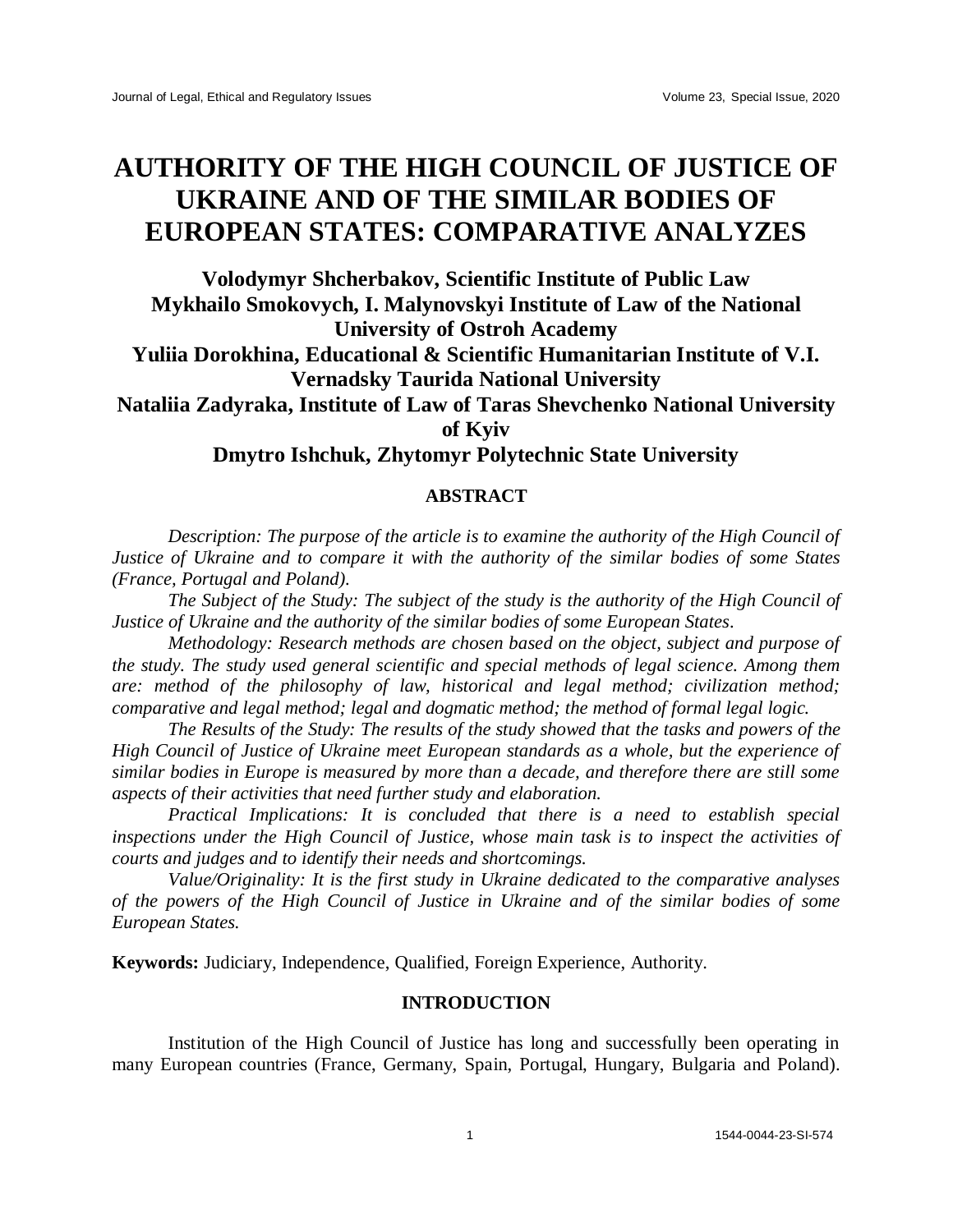# AUTHORITY OF THE HIGH COUNCIL OF JUSTICE OF UKRAINE AND OF THE SIMILAR BODIES OF EUROPEAN STATES: COMPARATIVE ANALYZES

**Volodymyr Shcherbakov, Scientific Institute of Public Law**
**Mykhailo Smokovych, I. Malynovskyi Institute of Law of the National University of Ostroh Academy**
**Yuliia Dorokhina, Educational & Scientific Humanitarian Institute of V.I. Vernadsky Taurida National University**
**Nataliia Zadyraka, Institute of Law of Taras Shevchenko National University of Kyiv**
**Dmytro Ishchuk, Zhytomyr Polytechnic State University**

## ABSTRACT

*Description: The purpose of the article is to examine the authority of the High Council of Justice of Ukraine and to compare it with the authority of the similar bodies of some States (France, Portugal and Poland).*

*The Subject of the Study: The subject of the study is the authority of the High Council of Justice of Ukraine and the authority of the similar bodies of some European States.*

*Methodology: Research methods are chosen based on the object, subject and purpose of the study. The study used general scientific and special methods of legal science. Among them are: method of the philosophy of law, historical and legal method; civilization method; comparative and legal method; legal and dogmatic method; the method of formal legal logic.*

*The Results of the Study: The results of the study showed that the tasks and powers of the High Council of Justice of Ukraine meet European standards as a whole, but the experience of similar bodies in Europe is measured by more than a decade, and therefore there are still some aspects of their activities that need further study and elaboration.*

*Practical Implications: It is concluded that there is a need to establish special inspections under the High Council of Justice, whose main task is to inspect the activities of courts and judges and to identify their needs and shortcomings.*

*Value/Originality: It is the first study in Ukraine dedicated to the comparative analyses of the powers of the High Council of Justice in Ukraine and of the similar bodies of some European States.*

**Keywords:** Judiciary, Independence, Qualified, Foreign Experience, Authority.

## INTRODUCTION

Institution of the High Council of Justice has long and successfully been operating in many European countries (France, Germany, Spain, Portugal, Hungary, Bulgaria and Poland).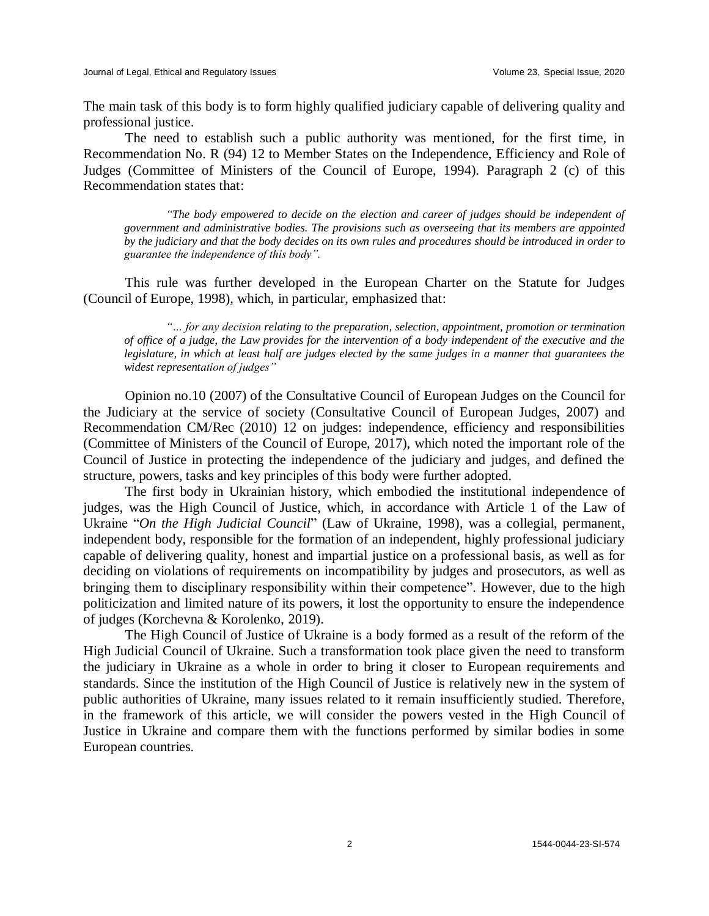The main task of this body is to form highly qualified judiciary capable of delivering quality and professional justice.

The need to establish such a public authority was mentioned, for the first time, in Recommendation No. R (94) 12 to Member States on the Independence, Efficiency and Role of Judges (Committee of Ministers of the Council of Europe, 1994). Paragraph 2 (c) of this Recommendation states that:

> *"The body empowered to decide on the election and career of judges should be independent of government and administrative bodies. The provisions such as overseeing that its members are appointed by the judiciary and that the body decides on its own rules and procedures should be introduced in order to guarantee the independence of this body".*

This rule was further developed in the European Charter on the Statute for Judges (Council of Europe, 1998), which, in particular, emphasized that:

> *"… for any decision relating to the preparation, selection, appointment, promotion or termination of office of a judge, the Law provides for the intervention of a body independent of the executive and the legislature, in which at least half are judges elected by the same judges in a manner that guarantees the widest representation of judges"*

Opinion no.10 (2007) of the Consultative Council of European Judges on the Council for the Judiciary at the service of society (Consultative Council of European Judges, 2007) and Recommendation CM/Rec (2010) 12 on judges: independence, efficiency and responsibilities (Committee of Ministers of the Council of Europe, 2017), which noted the important role of the Council of Justice in protecting the independence of the judiciary and judges, and defined the structure, powers, tasks and key principles of this body were further adopted.

The first body in Ukrainian history, which embodied the institutional independence of judges, was the High Council of Justice, which, in accordance with Article 1 of the Law of Ukraine "*On the High Judicial Council*" (Law of Ukraine, 1998), was a collegial, permanent, independent body, responsible for the formation of an independent, highly professional judiciary capable of delivering quality, honest and impartial justice on a professional basis, as well as for deciding on violations of requirements on incompatibility by judges and prosecutors, as well as bringing them to disciplinary responsibility within their competence". However, due to the high politicization and limited nature of its powers, it lost the opportunity to ensure the independence of judges (Korchevna & Korolenko, 2019).

The High Council of Justice of Ukraine is a body formed as a result of the reform of the High Judicial Council of Ukraine. Such a transformation took place given the need to transform the judiciary in Ukraine as a whole in order to bring it closer to European requirements and standards. Since the institution of the High Council of Justice is relatively new in the system of public authorities of Ukraine, many issues related to it remain insufficiently studied. Therefore, in the framework of this article, we will consider the powers vested in the High Council of Justice in Ukraine and compare them with the functions performed by similar bodies in some European countries.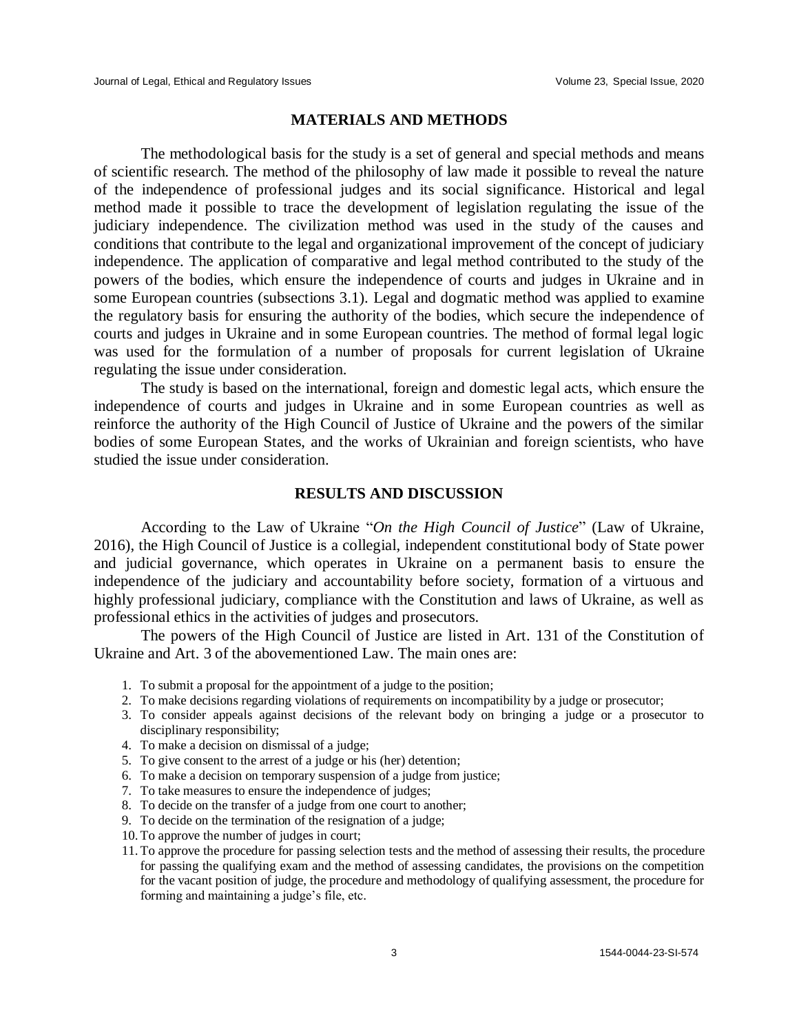## MATERIALS AND METHODS

The methodological basis for the study is a set of general and special methods and means of scientific research. The method of the philosophy of law made it possible to reveal the nature of the independence of professional judges and its social significance. Historical and legal method made it possible to trace the development of legislation regulating the issue of the judiciary independence. The civilization method was used in the study of the causes and conditions that contribute to the legal and organizational improvement of the concept of judiciary independence. The application of comparative and legal method contributed to the study of the powers of the bodies, which ensure the independence of courts and judges in Ukraine and in some European countries (subsections 3.1). Legal and dogmatic method was applied to examine the regulatory basis for ensuring the authority of the bodies, which secure the independence of courts and judges in Ukraine and in some European countries. The method of formal legal logic was used for the formulation of a number of proposals for current legislation of Ukraine regulating the issue under consideration.

The study is based on the international, foreign and domestic legal acts, which ensure the independence of courts and judges in Ukraine and in some European countries as well as reinforce the authority of the High Council of Justice of Ukraine and the powers of the similar bodies of some European States, and the works of Ukrainian and foreign scientists, who have studied the issue under consideration.

## RESULTS AND DISCUSSION

According to the Law of Ukraine "*On the High Council of Justice*" (Law of Ukraine, 2016), the High Council of Justice is a collegial, independent constitutional body of State power and judicial governance, which operates in Ukraine on a permanent basis to ensure the independence of the judiciary and accountability before society, formation of a virtuous and highly professional judiciary, compliance with the Constitution and laws of Ukraine, as well as professional ethics in the activities of judges and prosecutors.

The powers of the High Council of Justice are listed in Art. 131 of the Constitution of Ukraine and Art. 3 of the abovementioned Law. The main ones are:

1. To submit a proposal for the appointment of a judge to the position;
2. To make decisions regarding violations of requirements on incompatibility by a judge or prosecutor;
3. To consider appeals against decisions of the relevant body on bringing a judge or a prosecutor to disciplinary responsibility;
4. To make a decision on dismissal of a judge;
5. To give consent to the arrest of a judge or his (her) detention;
6. To make a decision on temporary suspension of a judge from justice;
7. To take measures to ensure the independence of judges;
8. To decide on the transfer of a judge from one court to another;
9. To decide on the termination of the resignation of a judge;
10. To approve the number of judges in court;
11. To approve the procedure for passing selection tests and the method of assessing their results, the procedure for passing the qualifying exam and the method of assessing candidates, the provisions on the competition for the vacant position of judge, the procedure and methodology of qualifying assessment, the procedure for forming and maintaining a judge's file, etc.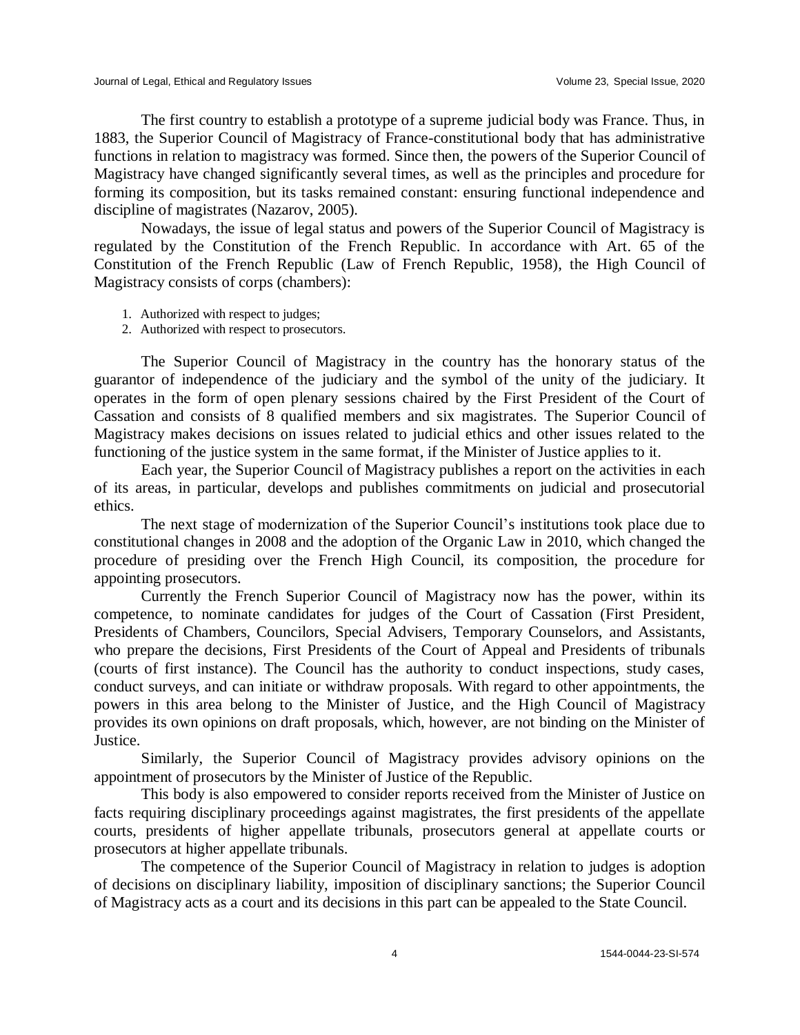The first country to establish a prototype of a supreme judicial body was France. Thus, in 1883, the Superior Council of Magistracy of France-constitutional body that has administrative functions in relation to magistracy was formed. Since then, the powers of the Superior Council of Magistracy have changed significantly several times, as well as the principles and procedure for forming its composition, but its tasks remained constant: ensuring functional independence and discipline of magistrates (Nazarov, 2005).

Nowadays, the issue of legal status and powers of the Superior Council of Magistracy is regulated by the Constitution of the French Republic. In accordance with Art. 65 of the Constitution of the French Republic (Law of French Republic, 1958), the High Council of Magistracy consists of corps (chambers):

1. Authorized with respect to judges;
2. Authorized with respect to prosecutors.

The Superior Council of Magistracy in the country has the honorary status of the guarantor of independence of the judiciary and the symbol of the unity of the judiciary. It operates in the form of open plenary sessions chaired by the First President of the Court of Cassation and consists of 8 qualified members and six magistrates. The Superior Council of Magistracy makes decisions on issues related to judicial ethics and other issues related to the functioning of the justice system in the same format, if the Minister of Justice applies to it.

Each year, the Superior Council of Magistracy publishes a report on the activities in each of its areas, in particular, develops and publishes commitments on judicial and prosecutorial ethics.

The next stage of modernization of the Superior Council's institutions took place due to constitutional changes in 2008 and the adoption of the Organic Law in 2010, which changed the procedure of presiding over the French High Council, its composition, the procedure for appointing prosecutors.

Currently the French Superior Council of Magistracy now has the power, within its competence, to nominate candidates for judges of the Court of Cassation (First President, Presidents of Chambers, Councilors, Special Advisers, Temporary Counselors, and Assistants, who prepare the decisions, First Presidents of the Court of Appeal and Presidents of tribunals (courts of first instance). The Council has the authority to conduct inspections, study cases, conduct surveys, and can initiate or withdraw proposals. With regard to other appointments, the powers in this area belong to the Minister of Justice, and the High Council of Magistracy provides its own opinions on draft proposals, which, however, are not binding on the Minister of Justice.

Similarly, the Superior Council of Magistracy provides advisory opinions on the appointment of prosecutors by the Minister of Justice of the Republic.

This body is also empowered to consider reports received from the Minister of Justice on facts requiring disciplinary proceedings against magistrates, the first presidents of the appellate courts, presidents of higher appellate tribunals, prosecutors general at appellate courts or prosecutors at higher appellate tribunals.

The competence of the Superior Council of Magistracy in relation to judges is adoption of decisions on disciplinary liability, imposition of disciplinary sanctions; the Superior Council of Magistracy acts as a court and its decisions in this part can be appealed to the State Council.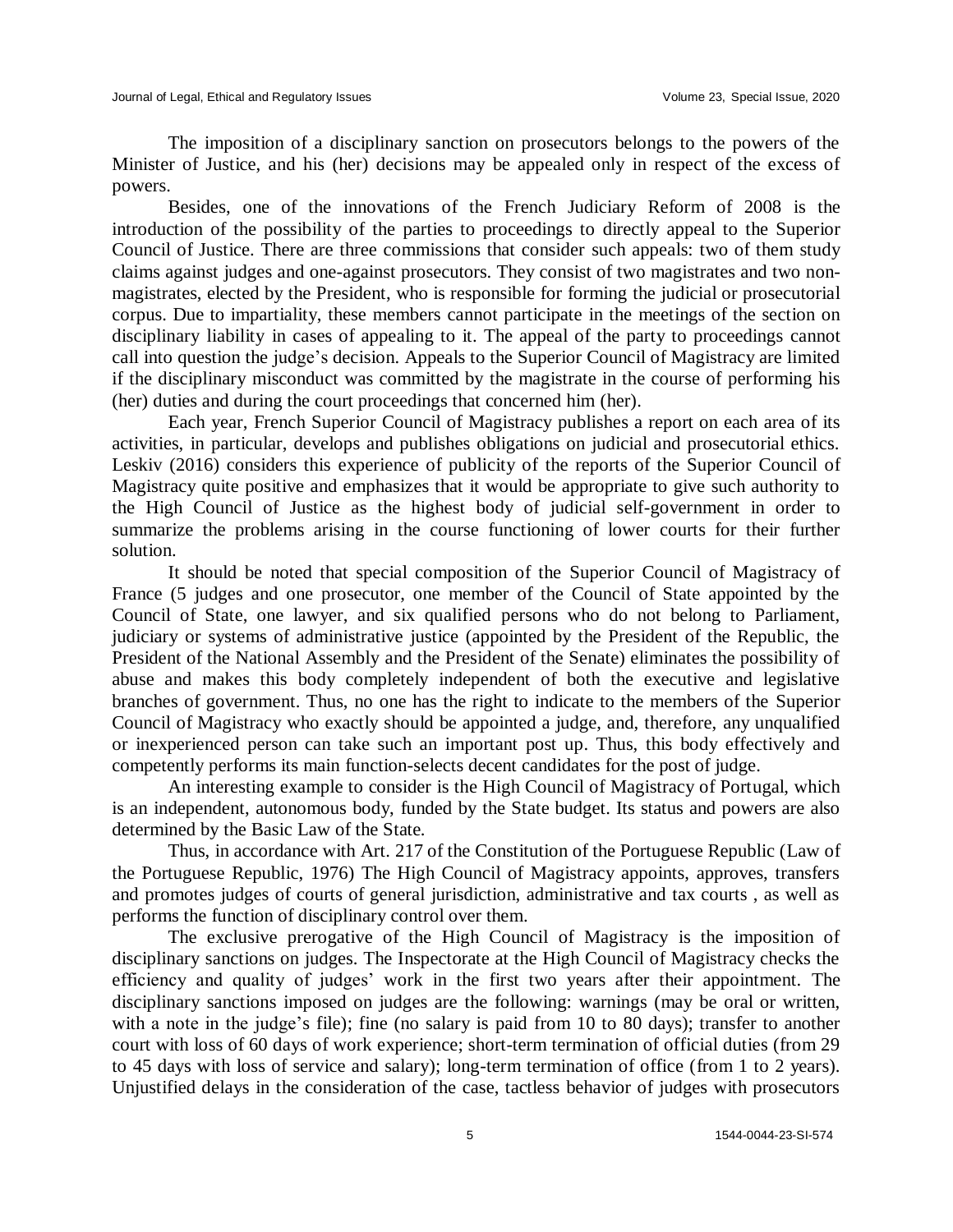The imposition of a disciplinary sanction on prosecutors belongs to the powers of the Minister of Justice, and his (her) decisions may be appealed only in respect of the excess of powers.

Besides, one of the innovations of the French Judiciary Reform of 2008 is the introduction of the possibility of the parties to proceedings to directly appeal to the Superior Council of Justice. There are three commissions that consider such appeals: two of them study claims against judges and one-against prosecutors. They consist of two magistrates and two non-magistrates, elected by the President, who is responsible for forming the judicial or prosecutorial corpus. Due to impartiality, these members cannot participate in the meetings of the section on disciplinary liability in cases of appealing to it. The appeal of the party to proceedings cannot call into question the judge's decision. Appeals to the Superior Council of Magistracy are limited if the disciplinary misconduct was committed by the magistrate in the course of performing his (her) duties and during the court proceedings that concerned him (her).

Each year, French Superior Council of Magistracy publishes a report on each area of its activities, in particular, develops and publishes obligations on judicial and prosecutorial ethics. Leskiv (2016) considers this experience of publicity of the reports of the Superior Council of Magistracy quite positive and emphasizes that it would be appropriate to give such authority to the High Council of Justice as the highest body of judicial self-government in order to summarize the problems arising in the course functioning of lower courts for their further solution.

It should be noted that special composition of the Superior Council of Magistracy of France (5 judges and one prosecutor, one member of the Council of State appointed by the Council of State, one lawyer, and six qualified persons who do not belong to Parliament, judiciary or systems of administrative justice (appointed by the President of the Republic, the President of the National Assembly and the President of the Senate) eliminates the possibility of abuse and makes this body completely independent of both the executive and legislative branches of government. Thus, no one has the right to indicate to the members of the Superior Council of Magistracy who exactly should be appointed a judge, and, therefore, any unqualified or inexperienced person can take such an important post up. Thus, this body effectively and competently performs its main function-selects decent candidates for the post of judge.

An interesting example to consider is the High Council of Magistracy of Portugal, which is an independent, autonomous body, funded by the State budget. Its status and powers are also determined by the Basic Law of the State.

Thus, in accordance with Art. 217 of the Constitution of the Portuguese Republic (Law of the Portuguese Republic, 1976) The High Council of Magistracy appoints, approves, transfers and promotes judges of courts of general jurisdiction, administrative and tax courts , as well as performs the function of disciplinary control over them.

The exclusive prerogative of the High Council of Magistracy is the imposition of disciplinary sanctions on judges. The Inspectorate at the High Council of Magistracy checks the efficiency and quality of judges' work in the first two years after their appointment. The disciplinary sanctions imposed on judges are the following: warnings (may be oral or written, with a note in the judge's file); fine (no salary is paid from 10 to 80 days); transfer to another court with loss of 60 days of work experience; short-term termination of official duties (from 29 to 45 days with loss of service and salary); long-term termination of office (from 1 to 2 years). Unjustified delays in the consideration of the case, tactless behavior of judges with prosecutors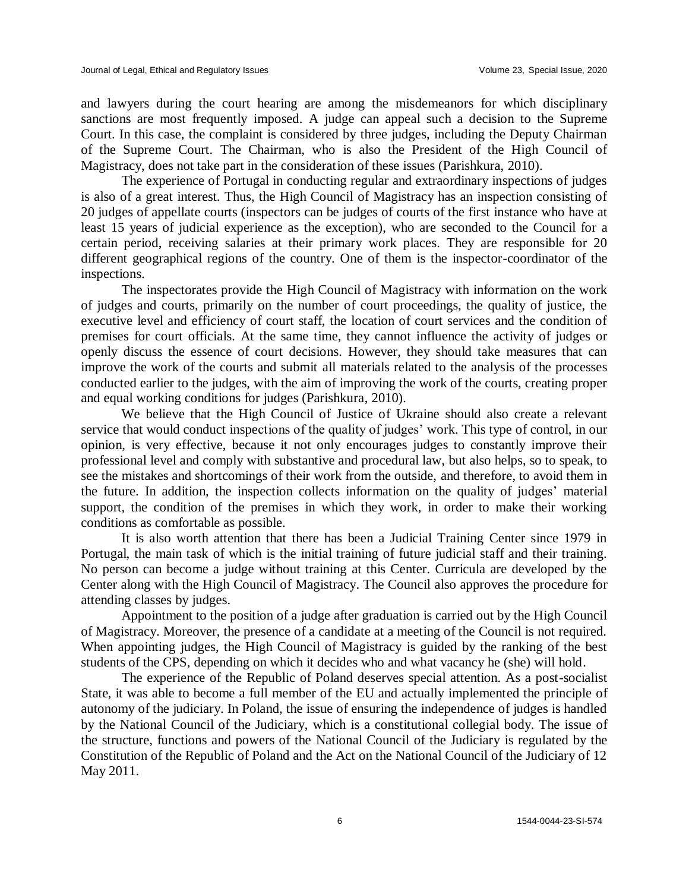and lawyers during the court hearing are among the misdemeanors for which disciplinary sanctions are most frequently imposed. A judge can appeal such a decision to the Supreme Court. In this case, the complaint is considered by three judges, including the Deputy Chairman of the Supreme Court. The Chairman, who is also the President of the High Council of Magistracy, does not take part in the consideration of these issues (Parishkura, 2010).

The experience of Portugal in conducting regular and extraordinary inspections of judges is also of a great interest. Thus, the High Council of Magistracy has an inspection consisting of 20 judges of appellate courts (inspectors can be judges of courts of the first instance who have at least 15 years of judicial experience as the exception), who are seconded to the Council for a certain period, receiving salaries at their primary work places. They are responsible for 20 different geographical regions of the country. One of them is the inspector-coordinator of the inspections.

The inspectorates provide the High Council of Magistracy with information on the work of judges and courts, primarily on the number of court proceedings, the quality of justice, the executive level and efficiency of court staff, the location of court services and the condition of premises for court officials. At the same time, they cannot influence the activity of judges or openly discuss the essence of court decisions. However, they should take measures that can improve the work of the courts and submit all materials related to the analysis of the processes conducted earlier to the judges, with the aim of improving the work of the courts, creating proper and equal working conditions for judges (Parishkura, 2010).

We believe that the High Council of Justice of Ukraine should also create a relevant service that would conduct inspections of the quality of judges' work. This type of control, in our opinion, is very effective, because it not only encourages judges to constantly improve their professional level and comply with substantive and procedural law, but also helps, so to speak, to see the mistakes and shortcomings of their work from the outside, and therefore, to avoid them in the future. In addition, the inspection collects information on the quality of judges' material support, the condition of the premises in which they work, in order to make their working conditions as comfortable as possible.

It is also worth attention that there has been a Judicial Training Center since 1979 in Portugal, the main task of which is the initial training of future judicial staff and their training. No person can become a judge without training at this Center. Curricula are developed by the Center along with the High Council of Magistracy. The Council also approves the procedure for attending classes by judges.

Appointment to the position of a judge after graduation is carried out by the High Council of Magistracy. Moreover, the presence of a candidate at a meeting of the Council is not required. When appointing judges, the High Council of Magistracy is guided by the ranking of the best students of the CPS, depending on which it decides who and what vacancy he (she) will hold.

The experience of the Republic of Poland deserves special attention. As a post-socialist State, it was able to become a full member of the EU and actually implemented the principle of autonomy of the judiciary. In Poland, the issue of ensuring the independence of judges is handled by the National Council of the Judiciary, which is a constitutional collegial body. The issue of the structure, functions and powers of the National Council of the Judiciary is regulated by the Constitution of the Republic of Poland and the Act on the National Council of the Judiciary of 12 May 2011.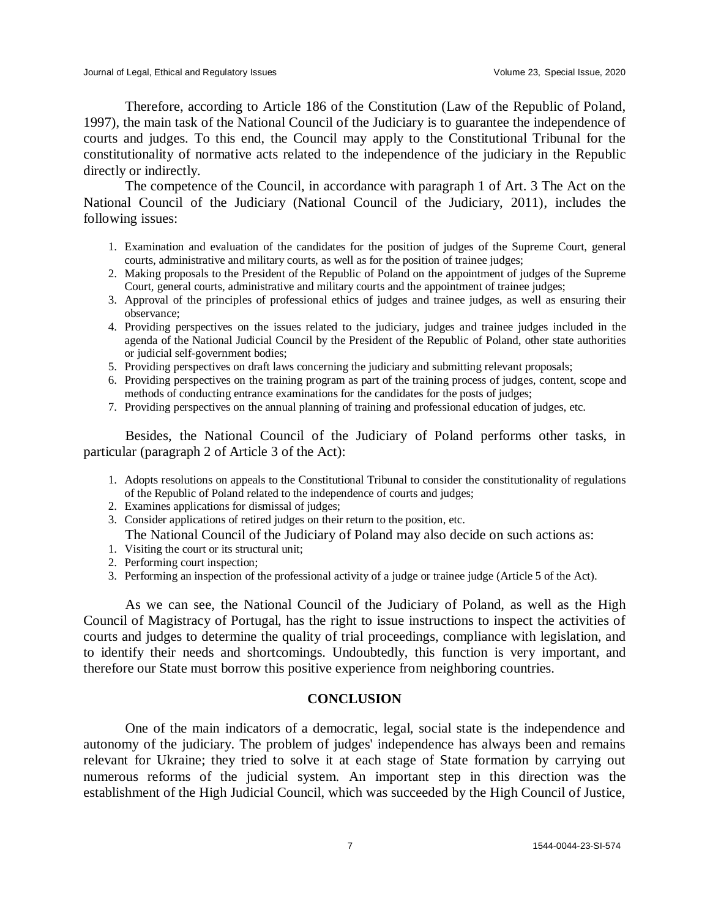Therefore, according to Article 186 of the Constitution (Law of the Republic of Poland, 1997), the main task of the National Council of the Judiciary is to guarantee the independence of courts and judges. To this end, the Council may apply to the Constitutional Tribunal for the constitutionality of normative acts related to the independence of the judiciary in the Republic directly or indirectly.

The competence of the Council, in accordance with paragraph 1 of Art. 3 The Act on the National Council of the Judiciary (National Council of the Judiciary, 2011), includes the following issues:

1. Examination and evaluation of the candidates for the position of judges of the Supreme Court, general courts, administrative and military courts, as well as for the position of trainee judges;
2. Making proposals to the President of the Republic of Poland on the appointment of judges of the Supreme Court, general courts, administrative and military courts and the appointment of trainee judges;
3. Approval of the principles of professional ethics of judges and trainee judges, as well as ensuring their observance;
4. Providing perspectives on the issues related to the judiciary, judges and trainee judges included in the agenda of the National Judicial Council by the President of the Republic of Poland, other state authorities or judicial self-government bodies;
5. Providing perspectives on draft laws concerning the judiciary and submitting relevant proposals;
6. Providing perspectives on the training program as part of the training process of judges, content, scope and methods of conducting entrance examinations for the candidates for the posts of judges;
7. Providing perspectives on the annual planning of training and professional education of judges, etc.

Besides, the National Council of the Judiciary of Poland performs other tasks, in particular (paragraph 2 of Article 3 of the Act):

1. Adopts resolutions on appeals to the Constitutional Tribunal to consider the constitutionality of regulations of the Republic of Poland related to the independence of courts and judges;
2. Examines applications for dismissal of judges;
3. Consider applications of retired judges on their return to the position, etc.

The National Council of the Judiciary of Poland may also decide on such actions as:

1. Visiting the court or its structural unit;
2. Performing court inspection;
3. Performing an inspection of the professional activity of a judge or trainee judge (Article 5 of the Act).

As we can see, the National Council of the Judiciary of Poland, as well as the High Council of Magistracy of Portugal, has the right to issue instructions to inspect the activities of courts and judges to determine the quality of trial proceedings, compliance with legislation, and to identify their needs and shortcomings. Undoubtedly, this function is very important, and therefore our State must borrow this positive experience from neighboring countries.

## CONCLUSION

One of the main indicators of a democratic, legal, social state is the independence and autonomy of the judiciary. The problem of judges' independence has always been and remains relevant for Ukraine; they tried to solve it at each stage of State formation by carrying out numerous reforms of the judicial system. An important step in this direction was the establishment of the High Judicial Council, which was succeeded by the High Council of Justice,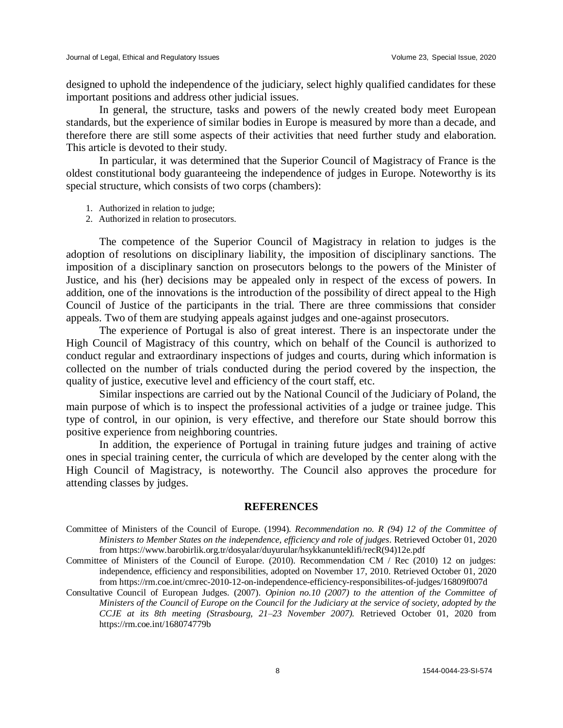designed to uphold the independence of the judiciary, select highly qualified candidates for these important positions and address other judicial issues.

In general, the structure, tasks and powers of the newly created body meet European standards, but the experience of similar bodies in Europe is measured by more than a decade, and therefore there are still some aspects of their activities that need further study and elaboration. This article is devoted to their study.

In particular, it was determined that the Superior Council of Magistracy of France is the oldest constitutional body guaranteeing the independence of judges in Europe. Noteworthy is its special structure, which consists of two corps (chambers):

1. Authorized in relation to judge;
2. Authorized in relation to prosecutors.

The competence of the Superior Council of Magistracy in relation to judges is the adoption of resolutions on disciplinary liability, the imposition of disciplinary sanctions. The imposition of a disciplinary sanction on prosecutors belongs to the powers of the Minister of Justice, and his (her) decisions may be appealed only in respect of the excess of powers. In addition, one of the innovations is the introduction of the possibility of direct appeal to the High Council of Justice of the participants in the trial. There are three commissions that consider appeals. Two of them are studying appeals against judges and one-against prosecutors.

The experience of Portugal is also of great interest. There is an inspectorate under the High Council of Magistracy of this country, which on behalf of the Council is authorized to conduct regular and extraordinary inspections of judges and courts, during which information is collected on the number of trials conducted during the period covered by the inspection, the quality of justice, executive level and efficiency of the court staff, etc.

Similar inspections are carried out by the National Council of the Judiciary of Poland, the main purpose of which is to inspect the professional activities of a judge or trainee judge. This type of control, in our opinion, is very effective, and therefore our State should borrow this positive experience from neighboring countries.

In addition, the experience of Portugal in training future judges and training of active ones in special training center, the curricula of which are developed by the center along with the High Council of Magistracy, is noteworthy. The Council also approves the procedure for attending classes by judges.

## REFERENCES

Committee of Ministers of the Council of Europe. (1994). *Recommendation no. R (94) 12 of the Committee of Ministers to Member States on the independence, efficiency and role of judges*. Retrieved October 01, 2020 from https://www.barobirlik.org.tr/dosyalar/duyurular/hsykkanunteklifi/recR(94)12e.pdf

Committee of Ministers of the Council of Europe. (2010). Recommendation CM / Rec (2010) 12 on judges: independence, efficiency and responsibilities, adopted on November 17, 2010. Retrieved October 01, 2020 from https://rm.coe.int/cmrec-2010-12-on-independence-efficiency-responsibilites-of-judges/16809f007d

Consultative Council of European Judges. (2007). *Opinion no.10 (2007) to the attention of the Committee of Ministers of the Council of Europe on the Council for the Judiciary at the service of society, adopted by the CCJE at its 8th meeting (Strasbourg, 21–23 November 2007).* Retrieved October 01, 2020 from https://rm.coe.int/168074779b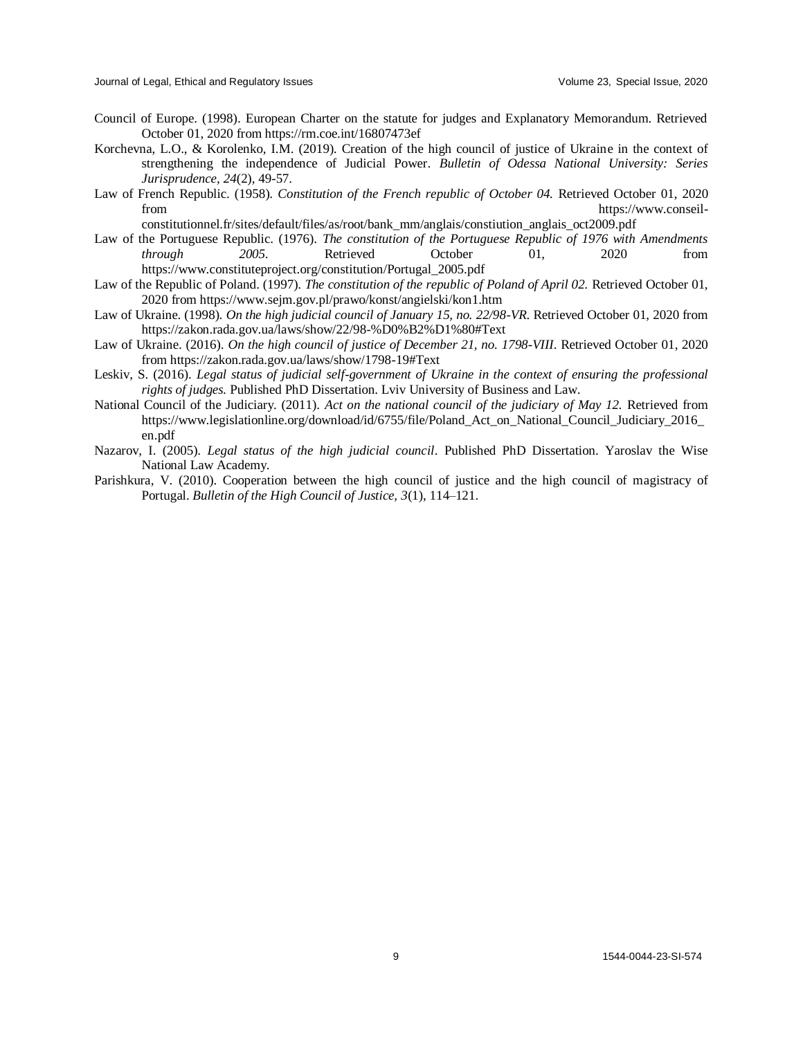Council of Europe. (1998). European Charter on the statute for judges and Explanatory Memorandum. Retrieved October 01, 2020 from https://rm.coe.int/16807473ef

Korchevna, L.O., & Korolenko, I.M. (2019). Creation of the high council of justice of Ukraine in the context of strengthening the independence of Judicial Power. *Bulletin of Odessa National University: Series Jurisprudence, 24*(2), 49-57.

Law of French Republic. (1958). *Constitution of the French republic of October 04.* Retrieved October 01, 2020 from https://www.conseil-constitutionnel.fr/sites/default/files/as/root/bank_mm/anglais/constiution_anglais_oct2009.pdf

Law of the Portuguese Republic. (1976). *The constitution of the Portuguese Republic of 1976 with Amendments through 2005*. Retrieved October 01, 2020 from https://www.constituteproject.org/constitution/Portugal_2005.pdf

Law of the Republic of Poland. (1997). *The constitution of the republic of Poland of April 02.* Retrieved October 01, 2020 from https://www.sejm.gov.pl/prawo/konst/angielski/kon1.htm

Law of Ukraine. (1998). *On the high judicial council of January 15, no. 22/98-VR*. Retrieved October 01, 2020 from https://zakon.rada.gov.ua/laws/show/22/98-%D0%B2%D1%80#Text

Law of Ukraine. (2016). *On the high council of justice of December 21, no. 1798-VIII*. Retrieved October 01, 2020 from https://zakon.rada.gov.ua/laws/show/1798-19#Text

Leskiv, S. (2016). *Legal status of judicial self-government of Ukraine in the context of ensuring the professional rights of judges.* Published PhD Dissertation. Lviv University of Business and Law.

National Council of the Judiciary. (2011). *Act on the national council of the judiciary of May 12.* Retrieved from https://www.legislationline.org/download/id/6755/file/Poland_Act_on_National_Council_Judiciary_2016_en.pdf

Nazarov, I. (2005). *Legal status of the high judicial council*. Published PhD Dissertation. Yaroslav the Wise National Law Academy.

Parishkura, V. (2010). Cooperation between the high council of justice and the high council of magistracy of Portugal. *Bulletin of the High Council of Justice, 3*(1), 114–121.